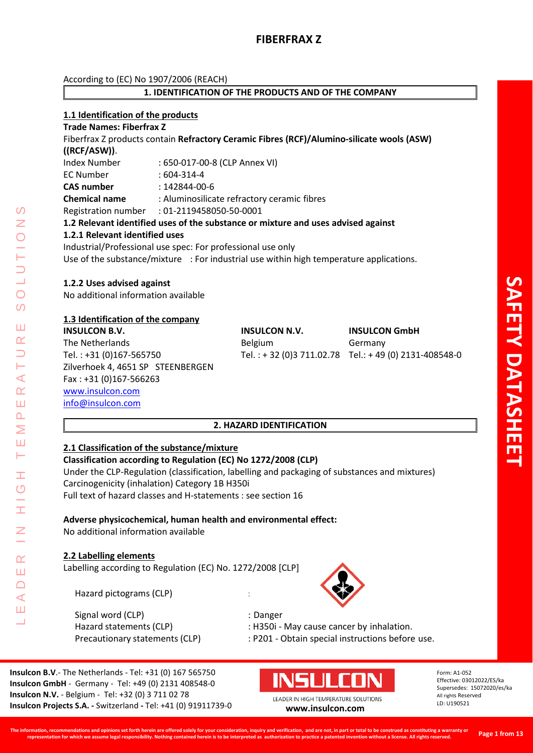# FIBERFRAX Z

According to (EC) No 1907/2006 (REACH)

## 1. IDENTIFICATION OF THE PRODUCTS AND OF THE COMPANY

### 1.1 Identification of the products

**Trade Names: Fiberfrax Z**

Fiberfrax Z products contain **Refractory Ceramic Fibres (RCF)/Alumino-silicate wools (ASW) ((RCF/ASW))**.

| | |
|---|---|
| Index Number | : 650-017-00-8 (CLP Annex VI) |
| EC Number | : 604-314-4 |
| **CAS number** | : 142844-00-6 |
| **Chemical name** | : Aluminosilicate refractory ceramic fibres |
| Registration number | : 01-2119458050-50-0001 |

### 1.2 Relevant identified uses of the substance or mixture and uses advised against

#### 1.2.1 Relevant identified uses

Industrial/Professional use spec: For professional use only

Use of the substance/mixture : For industrial use within high temperature applications.

#### 1.2.2 Uses advised against

No additional information available

### 1.3 Identification of the company

**INSULCON B.V.**
The Netherlands
Tel. : +31 (0)167-565750
Zilverhoek 4, 4651 SP STEENBERGEN
Fax : +31 (0)167-566263
www.insulcon.com
info@insulcon.com

**INSULCON N.V.**
Belgium
Tel. : + 32 (0)3 711.02.78

**INSULCON GmbH**
Germany
Tel.: + 49 (0) 2131-408548-0

## 2. HAZARD IDENTIFICATION

### 2.1 Classification of the substance/mixture

**Classification according to Regulation (EC) No 1272/2008 (CLP)**

Under the CLP-Regulation (classification, labelling and packaging of substances and mixtures)
Carcinogenicity (inhalation) Category 1B H350i
Full text of hazard classes and H-statements : see section 16

**Adverse physicochemical, human health and environmental effect:**

No additional information available

### 2.2 Labelling elements

Labelling according to Regulation (EC) No. 1272/2008 [CLP]

| | |
|---|---|
| Hazard pictograms (CLP) | : |
| Signal word (CLP) | : Danger |
| Hazard statements (CLP) | : H350i - May cause cancer by inhalation. |
| Precautionary statements (CLP) | : P201 - Obtain special instructions before use. |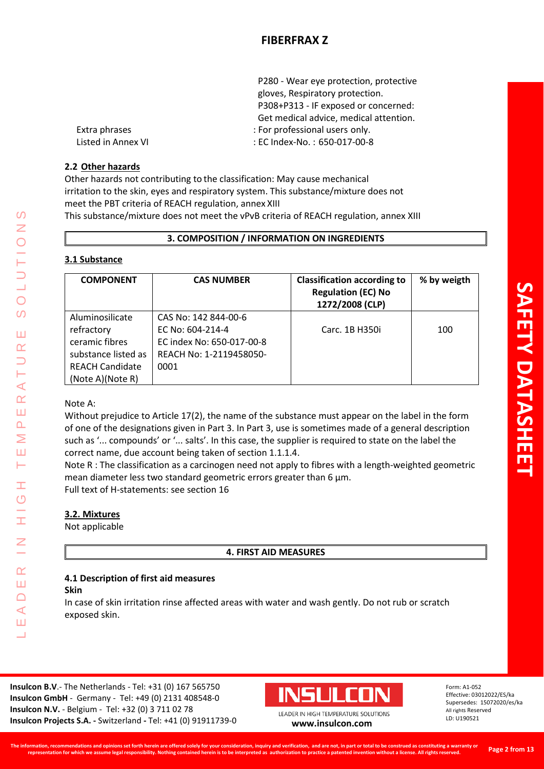P280 - Wear eye protection, protective gloves, Respiratory protection.
P308+P313 - IF exposed or concerned: Get medical advice, medical attention.

Extra phrases : For professional users only.
Listed in Annex VI : EC Index-No. : 650-017-00-8

### 2.2 Other hazards

Other hazards not contributing to the classification: May cause mechanical irritation to the skin, eyes and respiratory system. This substance/mixture does not meet the PBT criteria of REACH regulation, annex XIII
This substance/mixture does not meet the vPvB criteria of REACH regulation, annex XIII

## 3. COMPOSITION / INFORMATION ON INGREDIENTS

### 3.1 Substance

| COMPONENT | CAS NUMBER | Classification according to Regulation (EC) No 1272/2008 (CLP) | % by weigth |
|---|---|---|---|
| Aluminosilicate refractory ceramic fibres substance listed as REACH Candidate (Note A)(Note R) | CAS No: 142 844-00-6<br>EC No: 604-214-4<br>EC index No: 650-017-00-8<br>REACH No: 1-2119458050-0001 | Carc. 1B H350i | 100 |

Note A:
Without prejudice to Article 17(2), the name of the substance must appear on the label in the form of one of the designations given in Part 3. In Part 3, use is sometimes made of a general description such as '... compounds' or '... salts'. In this case, the supplier is required to state on the label the correct name, due account being taken of section 1.1.1.4.
Note R : The classification as a carcinogen need not apply to fibres with a length-weighted geometric mean diameter less two standard geometric errors greater than 6 µm.
Full text of H-statements: see section 16

### 3.2. Mixtures

Not applicable

## 4. FIRST AID MEASURES

### 4.1 Description of first aid measures

**Skin**

In case of skin irritation rinse affected areas with water and wash gently. Do not rub or scratch exposed skin.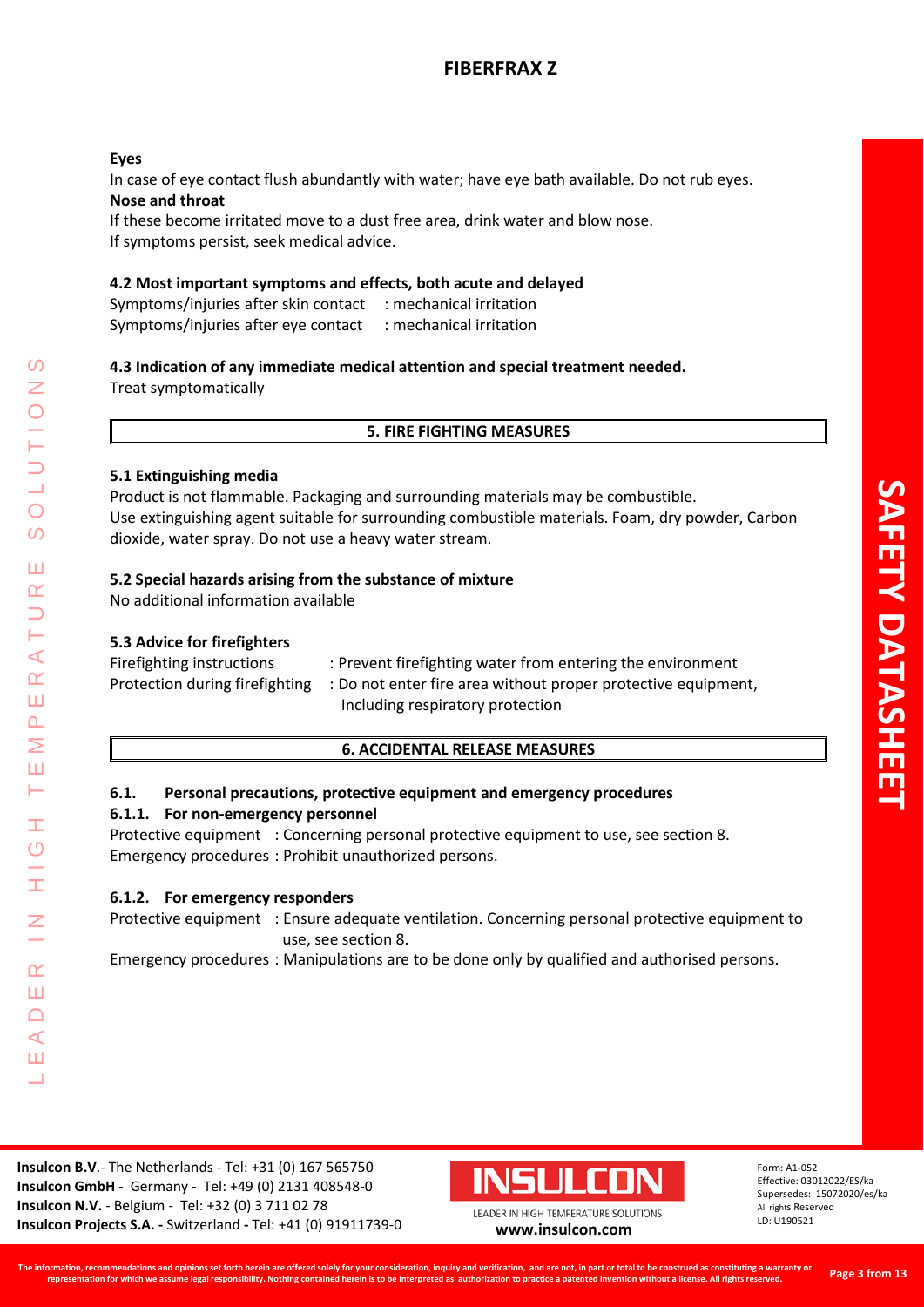**Eyes**

In case of eye contact flush abundantly with water; have eye bath available. Do not rub eyes.

**Nose and throat**

If these become irritated move to a dust free area, drink water and blow nose.
If symptoms persist, seek medical advice.

### 4.2 Most important symptoms and effects, both acute and delayed

Symptoms/injuries after skin contact : mechanical irritation
Symptoms/injuries after eye contact : mechanical irritation

### 4.3 Indication of any immediate medical attention and special treatment needed.

Treat symptomatically

## 5. FIRE FIGHTING MEASURES

### 5.1 Extinguishing media

Product is not flammable. Packaging and surrounding materials may be combustible.
Use extinguishing agent suitable for surrounding combustible materials. Foam, dry powder, Carbon dioxide, water spray. Do not use a heavy water stream.

### 5.2 Special hazards arising from the substance of mixture

No additional information available

### 5.3 Advice for firefighters

Firefighting instructions : Prevent firefighting water from entering the environment
Protection during firefighting : Do not enter fire area without proper protective equipment, Including respiratory protection

## 6. ACCIDENTAL RELEASE MEASURES

### 6.1. Personal precautions, protective equipment and emergency procedures

#### 6.1.1. For non-emergency personnel

Protective equipment : Concerning personal protective equipment to use, see section 8.
Emergency procedures : Prohibit unauthorized persons.

#### 6.1.2. For emergency responders

Protective equipment : Ensure adequate ventilation. Concerning personal protective equipment to use, see section 8.
Emergency procedures : Manipulations are to be done only by qualified and authorised persons.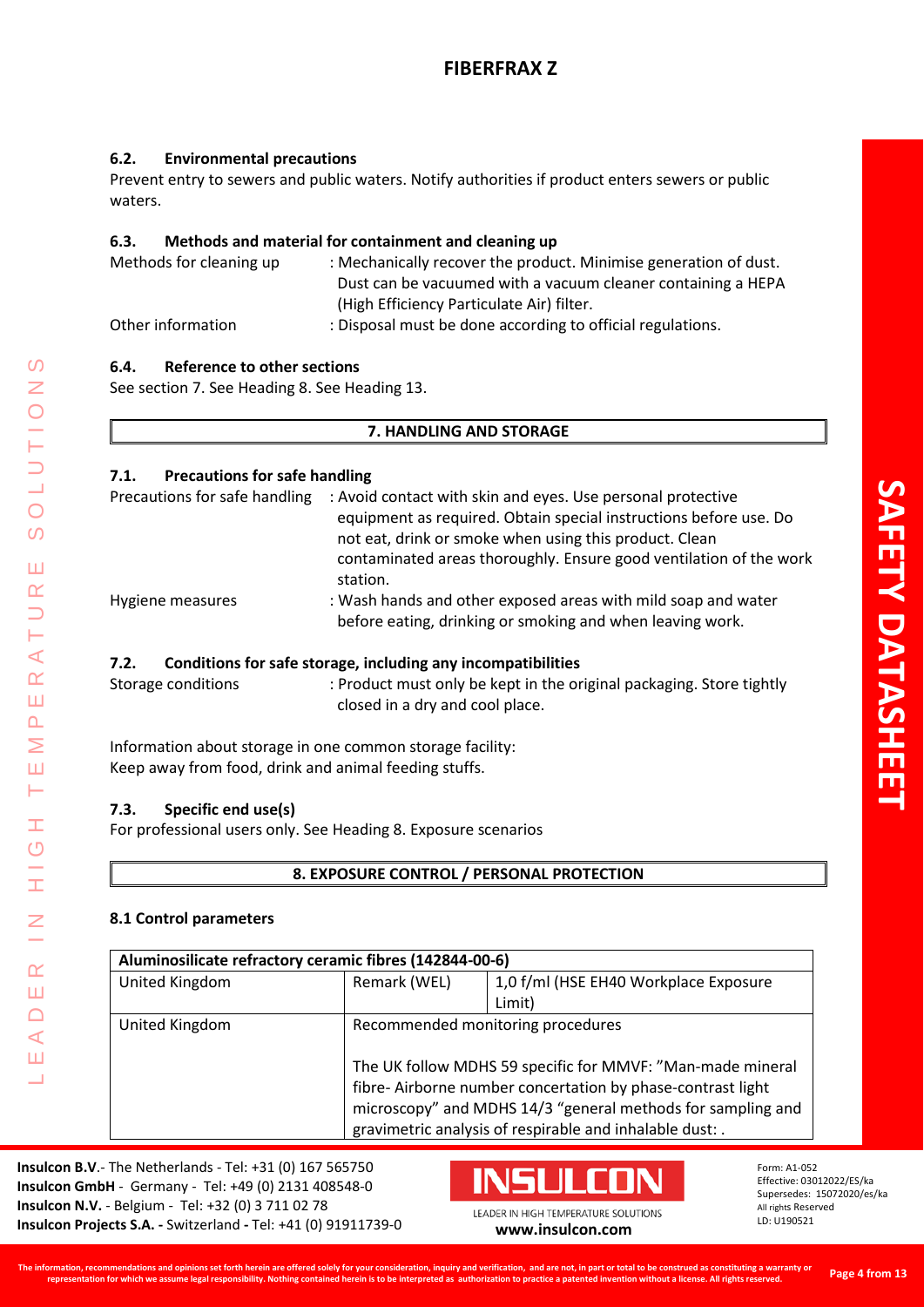### 6.2. Environmental precautions

Prevent entry to sewers and public waters. Notify authorities if product enters sewers or public waters.

### 6.3. Methods and material for containment and cleaning up

Methods for cleaning up : Mechanically recover the product. Minimise generation of dust. Dust can be vacuumed with a vacuum cleaner containing a HEPA (High Efficiency Particulate Air) filter.

Other information : Disposal must be done according to official regulations.

### 6.4. Reference to other sections

See section 7. See Heading 8. See Heading 13.

## 7. HANDLING AND STORAGE

### 7.1. Precautions for safe handling

Precautions for safe handling : Avoid contact with skin and eyes. Use personal protective equipment as required. Obtain special instructions before use. Do not eat, drink or smoke when using this product. Clean contaminated areas thoroughly. Ensure good ventilation of the work station.

Hygiene measures : Wash hands and other exposed areas with mild soap and water before eating, drinking or smoking and when leaving work.

### 7.2. Conditions for safe storage, including any incompatibilities

Storage conditions : Product must only be kept in the original packaging. Store tightly closed in a dry and cool place.

Information about storage in one common storage facility:
Keep away from food, drink and animal feeding stuffs.

### 7.3. Specific end use(s)

For professional users only. See Heading 8. Exposure scenarios

## 8. EXPOSURE CONTROL / PERSONAL PROTECTION

### 8.1 Control parameters

| Aluminosilicate refractory ceramic fibres (142844-00-6) | | |
|---|---|---|
| United Kingdom | Remark (WEL) | 1,0 f/ml (HSE EH40 Workplace Exposure Limit) |
| United Kingdom | Recommended monitoring procedures<br><br>The UK follow MDHS 59 specific for MMVF: "Man-made mineral fibre- Airborne number concertation by phase-contrast light microscopy" and MDHS 14/3 "general methods for sampling and gravimetric analysis of respirable and inhalable dust: . | |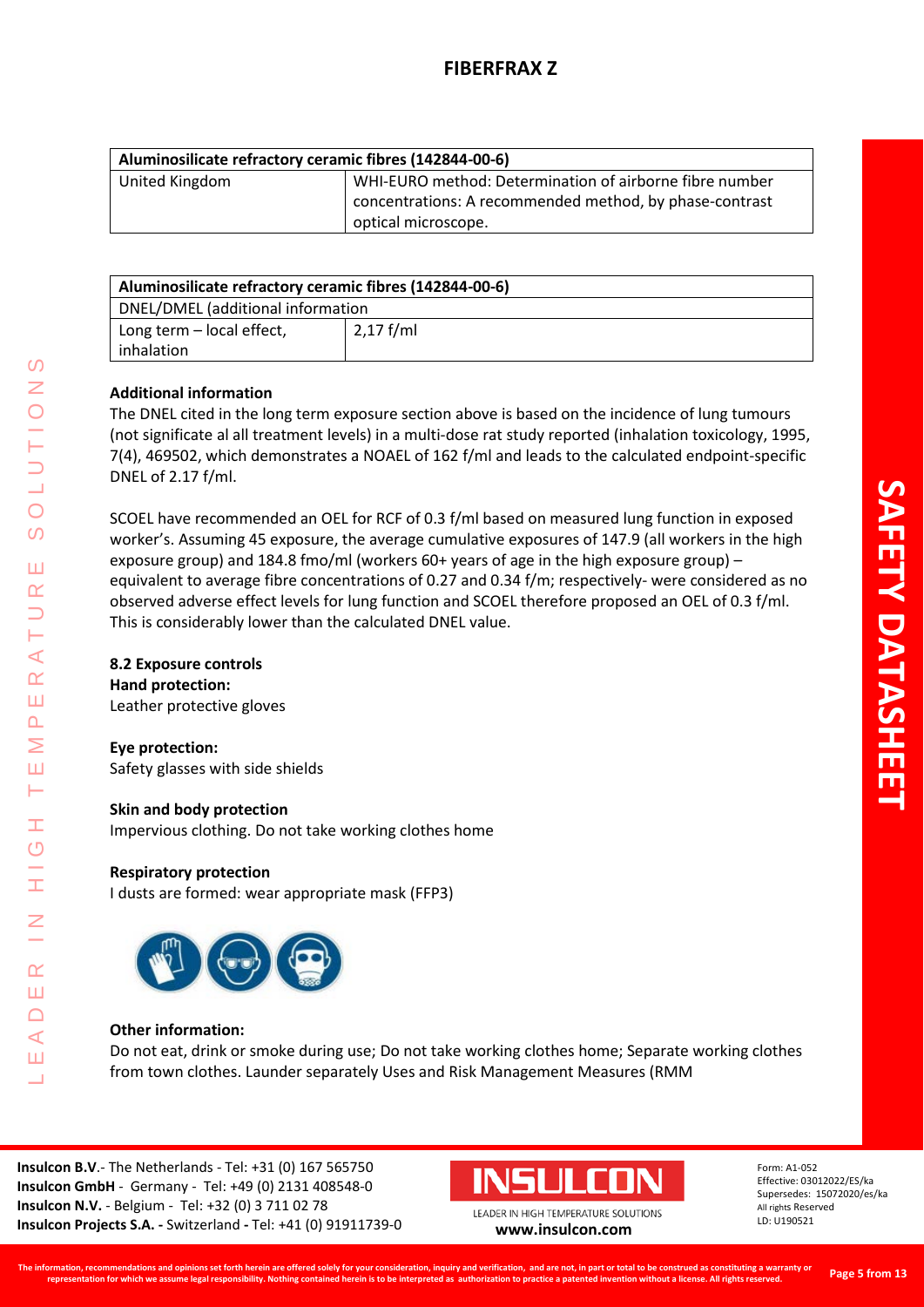| Aluminosilicate refractory ceramic fibres (142844-00-6) | |
|---|---|
| United Kingdom | WHI-EURO method: Determination of airborne fibre number concentrations: A recommended method, by phase-contrast optical microscope. |

| Aluminosilicate refractory ceramic fibres (142844-00-6) | |
|---|---|
| DNEL/DMEL (additional information | |
| Long term – local effect, inhalation | 2,17 f/ml |

**Additional information**

The DNEL cited in the long term exposure section above is based on the incidence of lung tumours (not significate al all treatment levels) in a multi-dose rat study reported (inhalation toxicology, 1995, 7(4), 469502, which demonstrates a NOAEL of 162 f/ml and leads to the calculated endpoint-specific DNEL of 2.17 f/ml.

SCOEL have recommended an OEL for RCF of 0.3 f/ml based on measured lung function in exposed worker's. Assuming 45 exposure, the average cumulative exposures of 147.9 (all workers in the high exposure group) and 184.8 fmo/ml (workers 60+ years of age in the high exposure group) – equivalent to average fibre concentrations of 0.27 and 0.34 f/m; respectively- were considered as no observed adverse effect levels for lung function and SCOEL therefore proposed an OEL of 0.3 f/ml. This is considerably lower than the calculated DNEL value.

**8.2 Exposure controls**

**Hand protection:**
Leather protective gloves

**Eye protection:**
Safety glasses with side shields

**Skin and body protection**
Impervious clothing. Do not take working clothes home

**Respiratory protection**
I dusts are formed: wear appropriate mask (FFP3)

**Other information:**
Do not eat, drink or smoke during use; Do not take working clothes home; Separate working clothes from town clothes. Launder separately Uses and Risk Management Measures (RMM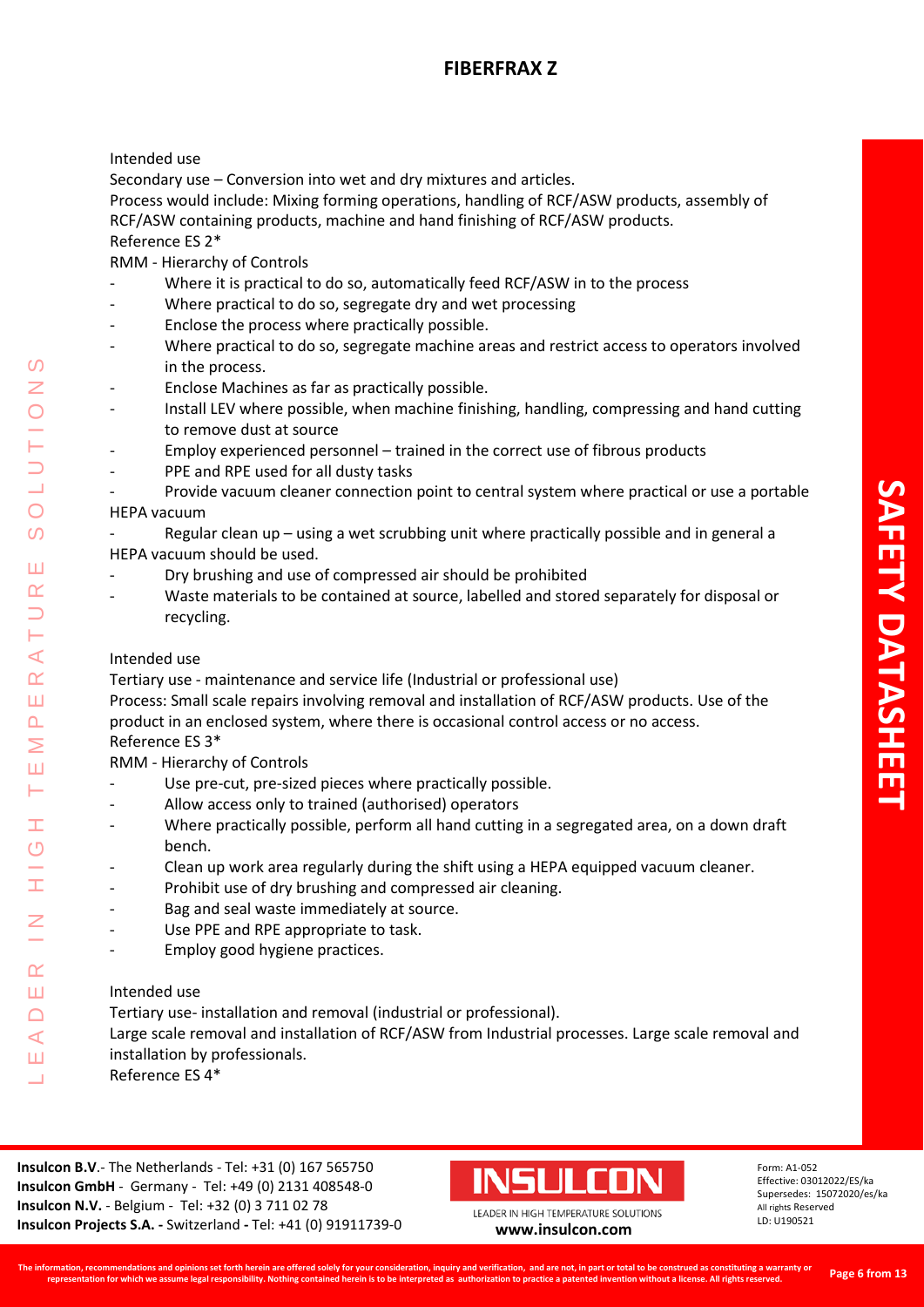Intended use

Secondary use – Conversion into wet and dry mixtures and articles.

Process would include: Mixing forming operations, handling of RCF/ASW products, assembly of RCF/ASW containing products, machine and hand finishing of RCF/ASW products.

Reference ES 2*

RMM - Hierarchy of Controls

- Where it is practical to do so, automatically feed RCF/ASW in to the process
- Where practical to do so, segregate dry and wet processing
- Enclose the process where practically possible.
- Where practical to do so, segregate machine areas and restrict access to operators involved in the process.
- Enclose Machines as far as practically possible.
- Install LEV where possible, when machine finishing, handling, compressing and hand cutting to remove dust at source
- Employ experienced personnel – trained in the correct use of fibrous products
- PPE and RPE used for all dusty tasks
- Provide vacuum cleaner connection point to central system where practical or use a portable HEPA vacuum
- Regular clean up – using a wet scrubbing unit where practically possible and in general a HEPA vacuum should be used.
- Dry brushing and use of compressed air should be prohibited
- Waste materials to be contained at source, labelled and stored separately for disposal or recycling.

Intended use

Tertiary use - maintenance and service life (Industrial or professional use)

Process: Small scale repairs involving removal and installation of RCF/ASW products. Use of the product in an enclosed system, where there is occasional control access or no access.

Reference ES 3*

RMM - Hierarchy of Controls

- Use pre-cut, pre-sized pieces where practically possible.
- Allow access only to trained (authorised) operators
- Where practically possible, perform all hand cutting in a segregated area, on a down draft bench.
- Clean up work area regularly during the shift using a HEPA equipped vacuum cleaner.
- Prohibit use of dry brushing and compressed air cleaning.
- Bag and seal waste immediately at source.
- Use PPE and RPE appropriate to task.
- Employ good hygiene practices.

Intended use

Tertiary use- installation and removal (industrial or professional).

Large scale removal and installation of RCF/ASW from Industrial processes. Large scale removal and installation by professionals.

Reference ES 4*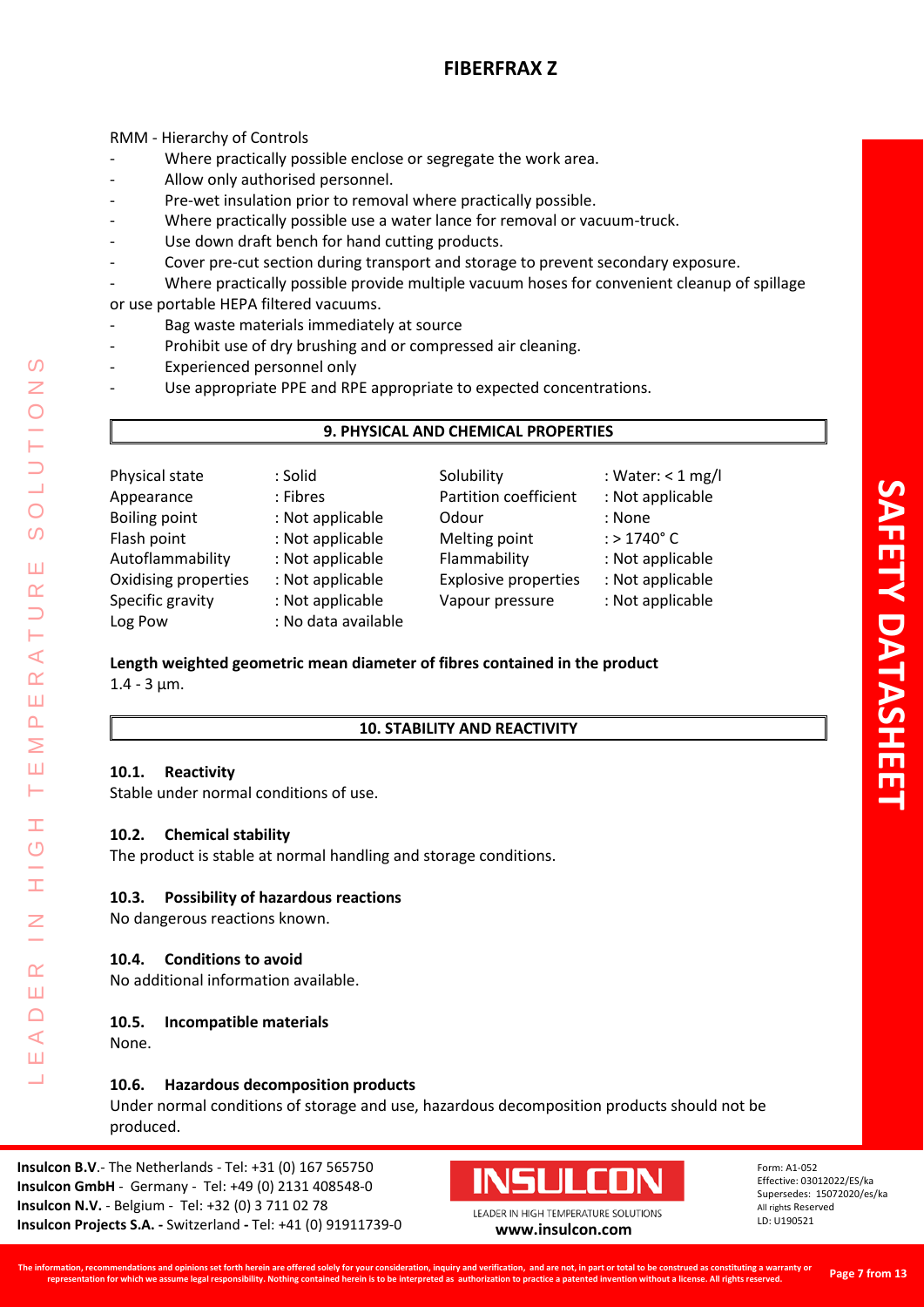RMM - Hierarchy of Controls

- Where practically possible enclose or segregate the work area.
- Allow only authorised personnel.
- Pre-wet insulation prior to removal where practically possible.
- Where practically possible use a water lance for removal or vacuum-truck.
- Use down draft bench for hand cutting products.
- Cover pre-cut section during transport and storage to prevent secondary exposure.
- Where practically possible provide multiple vacuum hoses for convenient cleanup of spillage or use portable HEPA filtered vacuums.
- Bag waste materials immediately at source
- Prohibit use of dry brushing and or compressed air cleaning.
- Experienced personnel only
- Use appropriate PPE and RPE appropriate to expected concentrations.

## 9. PHYSICAL AND CHEMICAL PROPERTIES

| | | | |
|---|---|---|---|
| Physical state | : Solid | Solubility | : Water: < 1 mg/l |
| Appearance | : Fibres | Partition coefficient | : Not applicable |
| Boiling point | : Not applicable | Odour | : None |
| Flash point | : Not applicable | Melting point | : > 1740° C |
| Autoflammability | : Not applicable | Flammability | : Not applicable |
| Oxidising properties | : Not applicable | Explosive properties | : Not applicable |
| Specific gravity | : Not applicable | Vapour pressure | : Not applicable |
| Log Pow | : No data available | | |

**Length weighted geometric mean diameter of fibres contained in the product**

1.4 - 3 µm.

## 10. STABILITY AND REACTIVITY

### 10.1. Reactivity

Stable under normal conditions of use.

### 10.2. Chemical stability

The product is stable at normal handling and storage conditions.

### 10.3. Possibility of hazardous reactions

No dangerous reactions known.

### 10.4. Conditions to avoid

No additional information available.

### 10.5. Incompatible materials

None.

### 10.6. Hazardous decomposition products

Under normal conditions of storage and use, hazardous decomposition products should not be produced.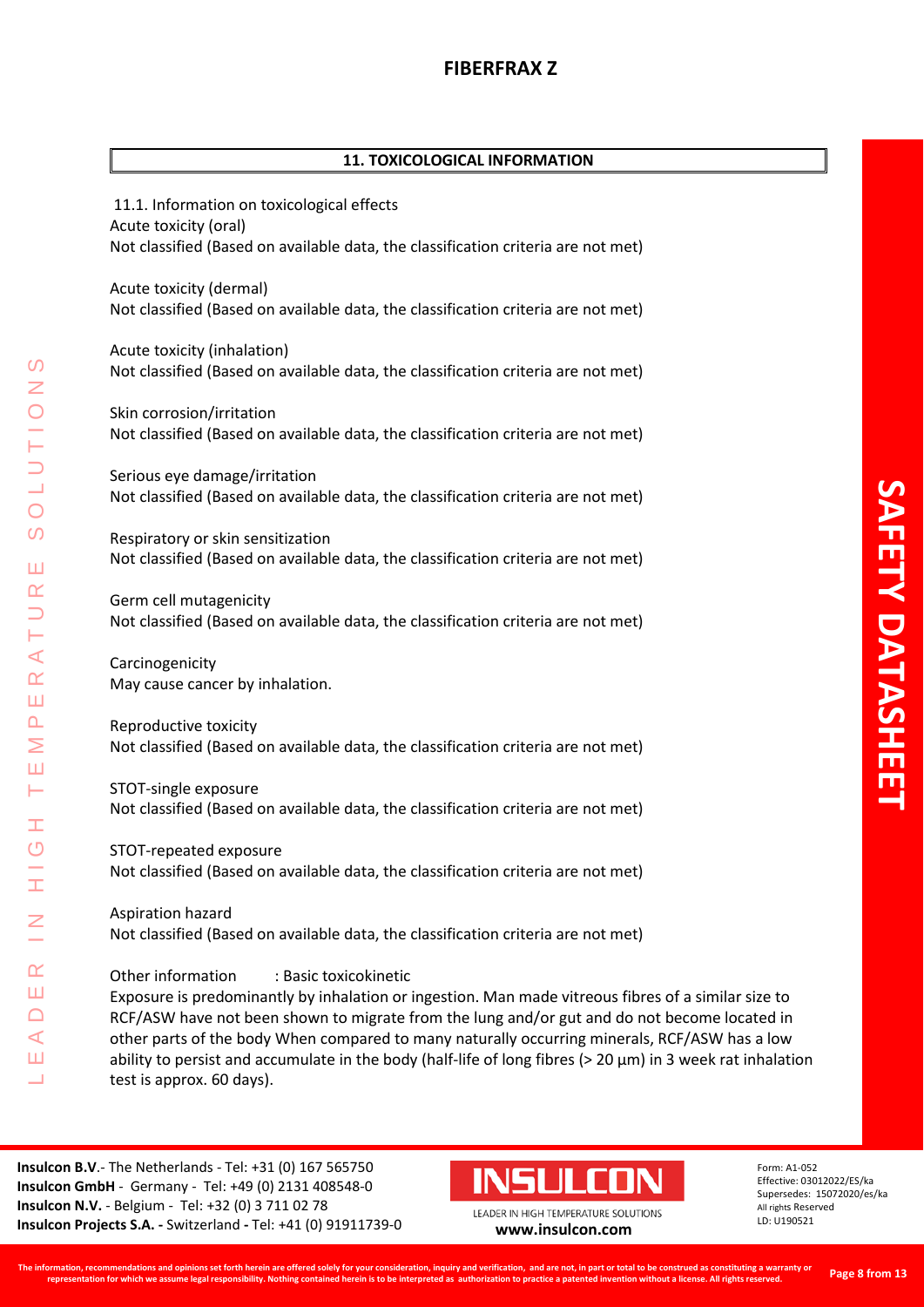## 11. TOXICOLOGICAL INFORMATION

11.1. Information on toxicological effects

Acute toxicity (oral)
Not classified (Based on available data, the classification criteria are not met)

Acute toxicity (dermal)
Not classified (Based on available data, the classification criteria are not met)

Acute toxicity (inhalation)
Not classified (Based on available data, the classification criteria are not met)

Skin corrosion/irritation
Not classified (Based on available data, the classification criteria are not met)

Serious eye damage/irritation
Not classified (Based on available data, the classification criteria are not met)

Respiratory or skin sensitization
Not classified (Based on available data, the classification criteria are not met)

Germ cell mutagenicity
Not classified (Based on available data, the classification criteria are not met)

Carcinogenicity
May cause cancer by inhalation.

Reproductive toxicity
Not classified (Based on available data, the classification criteria are not met)

STOT-single exposure
Not classified (Based on available data, the classification criteria are not met)

STOT-repeated exposure
Not classified (Based on available data, the classification criteria are not met)

Aspiration hazard
Not classified (Based on available data, the classification criteria are not met)

Other information : Basic toxicokinetic
Exposure is predominantly by inhalation or ingestion. Man made vitreous fibres of a similar size to RCF/ASW have not been shown to migrate from the lung and/or gut and do not become located in other parts of the body When compared to many naturally occurring minerals, RCF/ASW has a low ability to persist and accumulate in the body (half-life of long fibres (> 20 µm) in 3 week rat inhalation test is approx. 60 days).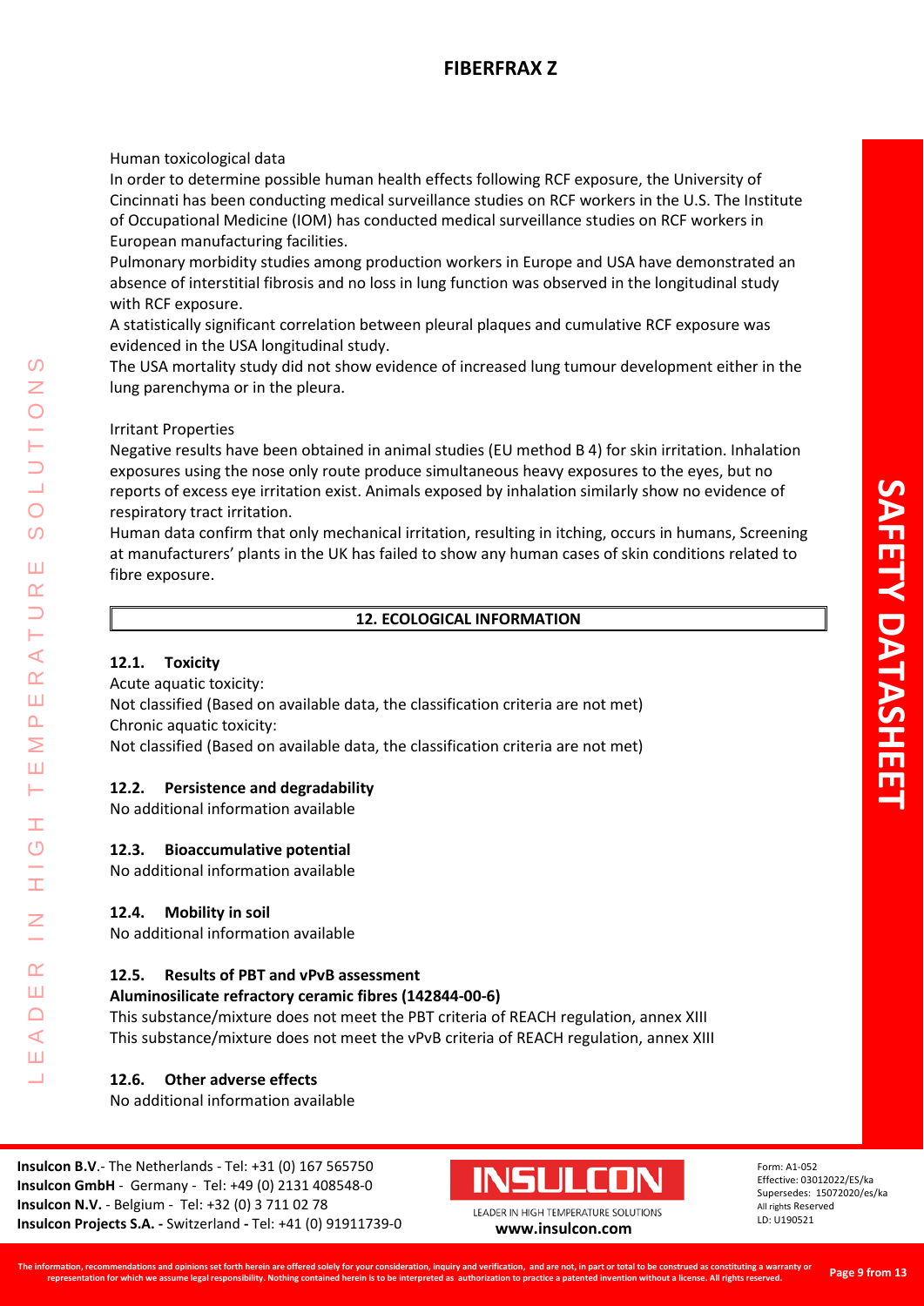Human toxicological data

In order to determine possible human health effects following RCF exposure, the University of Cincinnati has been conducting medical surveillance studies on RCF workers in the U.S. The Institute of Occupational Medicine (IOM) has conducted medical surveillance studies on RCF workers in European manufacturing facilities.

Pulmonary morbidity studies among production workers in Europe and USA have demonstrated an absence of interstitial fibrosis and no loss in lung function was observed in the longitudinal study with RCF exposure.

A statistically significant correlation between pleural plaques and cumulative RCF exposure was evidenced in the USA longitudinal study.

The USA mortality study did not show evidence of increased lung tumour development either in the lung parenchyma or in the pleura.

Irritant Properties

Negative results have been obtained in animal studies (EU method B 4) for skin irritation. Inhalation exposures using the nose only route produce simultaneous heavy exposures to the eyes, but no reports of excess eye irritation exist. Animals exposed by inhalation similarly show no evidence of respiratory tract irritation.

Human data confirm that only mechanical irritation, resulting in itching, occurs in humans, Screening at manufacturers' plants in the UK has failed to show any human cases of skin conditions related to fibre exposure.

## 12. ECOLOGICAL INFORMATION

### 12.1. Toxicity

Acute aquatic toxicity:

Not classified (Based on available data, the classification criteria are not met)

Chronic aquatic toxicity:

Not classified (Based on available data, the classification criteria are not met)

### 12.2. Persistence and degradability

No additional information available

### 12.3. Bioaccumulative potential

No additional information available

### 12.4. Mobility in soil

No additional information available

### 12.5. Results of PBT and vPvB assessment

**Aluminosilicate refractory ceramic fibres (142844-00-6)**

This substance/mixture does not meet the PBT criteria of REACH regulation, annex XIII

This substance/mixture does not meet the vPvB criteria of REACH regulation, annex XIII

### 12.6. Other adverse effects

No additional information available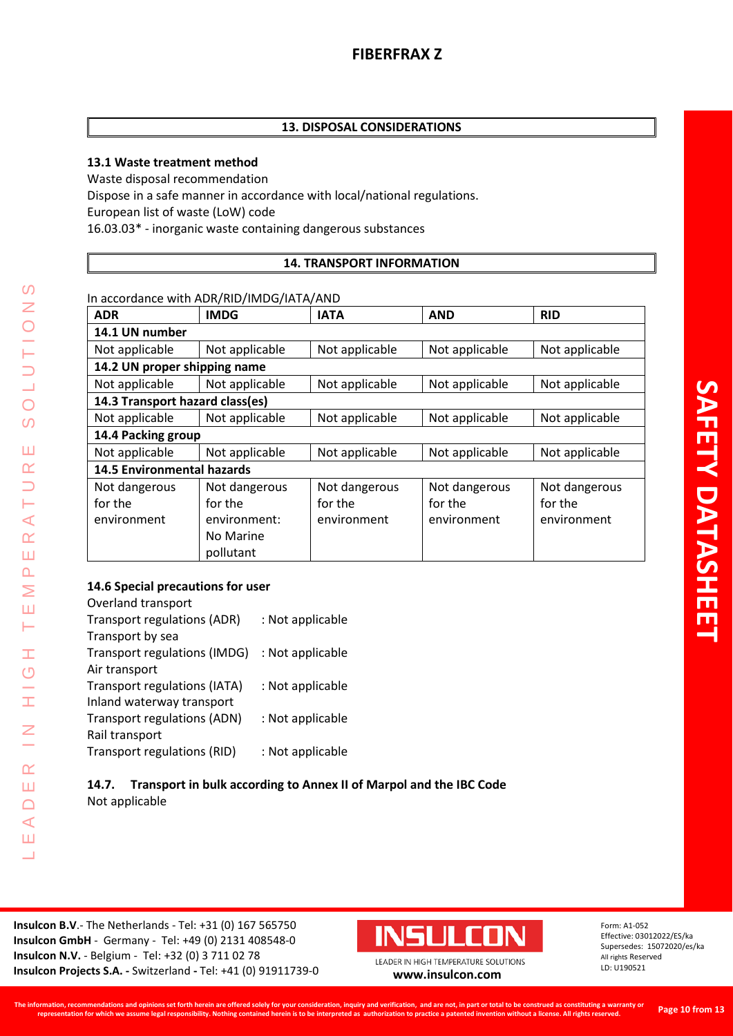## 13. DISPOSAL CONSIDERATIONS

### 13.1 Waste treatment method

Waste disposal recommendation

Dispose in a safe manner in accordance with local/national regulations.

European list of waste (LoW) code

16.03.03* - inorganic waste containing dangerous substances

## 14. TRANSPORT INFORMATION

In accordance with ADR/RID/IMDG/IATA/AND

| ADR | IMDG | IATA | AND | RID |
|---|---|---|---|---|
| **14.1 UN number** | | | | |
| Not applicable | Not applicable | Not applicable | Not applicable | Not applicable |
| **14.2 UN proper shipping name** | | | | |
| Not applicable | Not applicable | Not applicable | Not applicable | Not applicable |
| **14.3 Transport hazard class(es)** | | | | |
| Not applicable | Not applicable | Not applicable | Not applicable | Not applicable |
| **14.4 Packing group** | | | | |
| Not applicable | Not applicable | Not applicable | Not applicable | Not applicable |
| **14.5 Environmental hazards** | | | | |
| Not dangerous for the environment | Not dangerous for the environment: No Marine pollutant | Not dangerous for the environment | Not dangerous for the environment | Not dangerous for the environment |

### 14.6 Special precautions for user

Overland transport

Transport regulations (ADR) : Not applicable

Transport by sea

Transport regulations (IMDG) : Not applicable

Air transport

Transport regulations (IATA) : Not applicable

Inland waterway transport

Transport regulations (ADN) : Not applicable

Rail transport

Transport regulations (RID) : Not applicable

### 14.7. Transport in bulk according to Annex II of Marpol and the IBC Code

Not applicable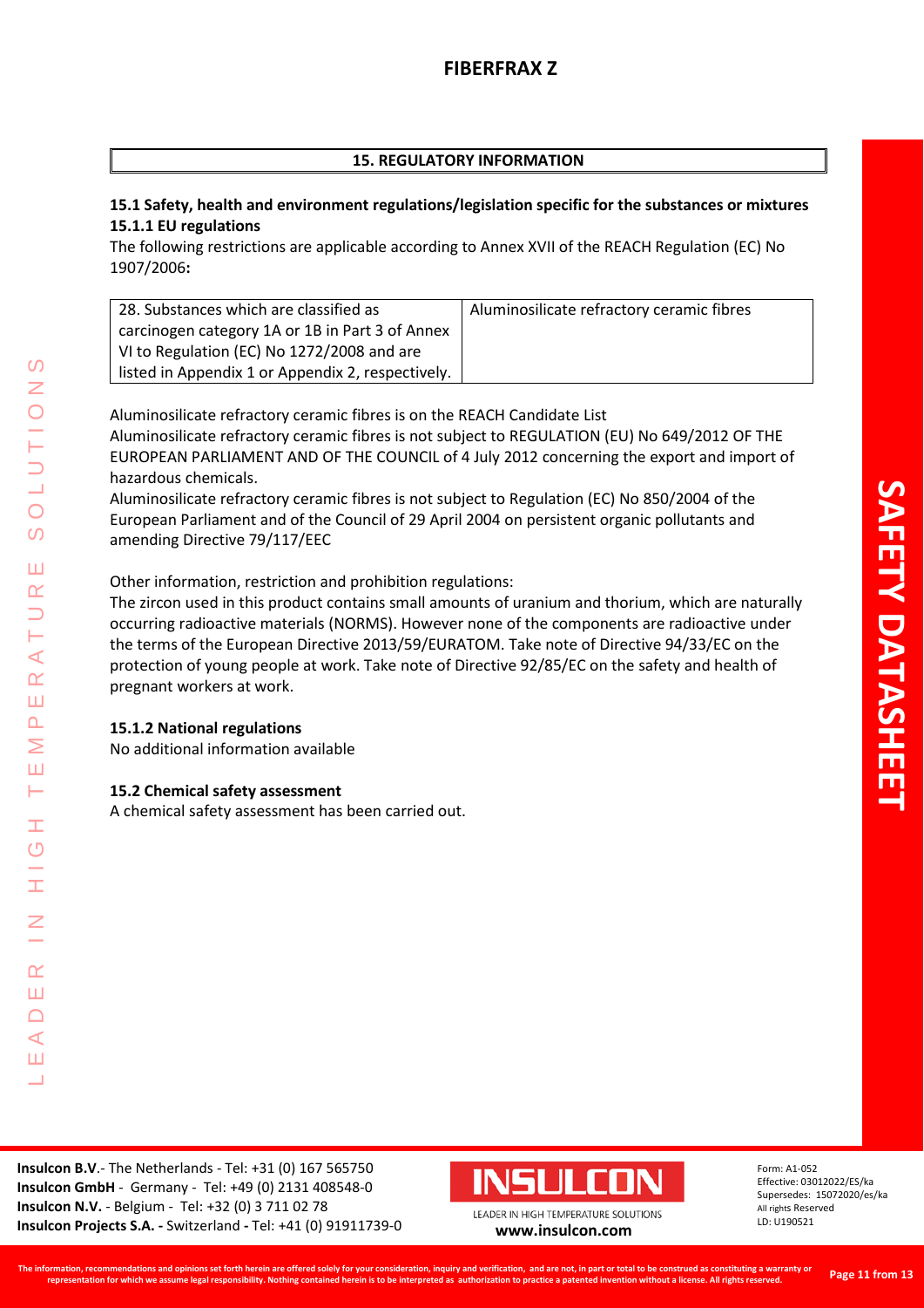## 15. REGULATORY INFORMATION

### 15.1 Safety, health and environment regulations/legislation specific for the substances or mixtures

### 15.1.1 EU regulations

The following restrictions are applicable according to Annex XVII of the REACH Regulation (EC) No 1907/2006**:**

| 28. Substances which are classified as carcinogen category 1A or 1B in Part 3 of Annex VI to Regulation (EC) No 1272/2008 and are listed in Appendix 1 or Appendix 2, respectively. | Aluminosilicate refractory ceramic fibres |
|---|---|

Aluminosilicate refractory ceramic fibres is on the REACH Candidate List
Aluminosilicate refractory ceramic fibres is not subject to REGULATION (EU) No 649/2012 OF THE EUROPEAN PARLIAMENT AND OF THE COUNCIL of 4 July 2012 concerning the export and import of hazardous chemicals.
Aluminosilicate refractory ceramic fibres is not subject to Regulation (EC) No 850/2004 of the European Parliament and of the Council of 29 April 2004 on persistent organic pollutants and amending Directive 79/117/EEC

Other information, restriction and prohibition regulations:
The zircon used in this product contains small amounts of uranium and thorium, which are naturally occurring radioactive materials (NORMS). However none of the components are radioactive under the terms of the European Directive 2013/59/EURATOM. Take note of Directive 94/33/EC on the protection of young people at work. Take note of Directive 92/85/EC on the safety and health of pregnant workers at work.

### 15.1.2 National regulations

No additional information available

### 15.2 Chemical safety assessment

A chemical safety assessment has been carried out.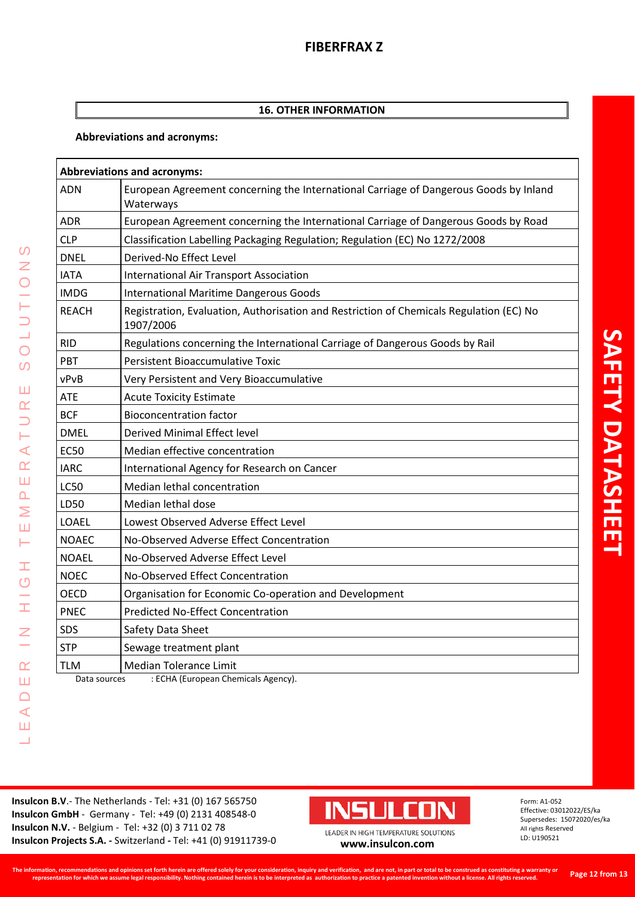## 16. OTHER INFORMATION

**Abbreviations and acronyms:**

| **Abbreviations and acronyms:** | |
|---|---|
| ADN | European Agreement concerning the International Carriage of Dangerous Goods by Inland Waterways |
| ADR | European Agreement concerning the International Carriage of Dangerous Goods by Road |
| CLP | Classification Labelling Packaging Regulation; Regulation (EC) No 1272/2008 |
| DNEL | Derived-No Effect Level |
| IATA | International Air Transport Association |
| IMDG | International Maritime Dangerous Goods |
| REACH | Registration, Evaluation, Authorisation and Restriction of Chemicals Regulation (EC) No 1907/2006 |
| RID | Regulations concerning the International Carriage of Dangerous Goods by Rail |
| PBT | Persistent Bioaccumulative Toxic |
| vPvB | Very Persistent and Very Bioaccumulative |
| ATE | Acute Toxicity Estimate |
| BCF | Bioconcentration factor |
| DMEL | Derived Minimal Effect level |
| EC50 | Median effective concentration |
| IARC | International Agency for Research on Cancer |
| LC50 | Median lethal concentration |
| LD50 | Median lethal dose |
| LOAEL | Lowest Observed Adverse Effect Level |
| NOAEC | No-Observed Adverse Effect Concentration |
| NOAEL | No-Observed Adverse Effect Level |
| NOEC | No-Observed Effect Concentration |
| OECD | Organisation for Economic Co-operation and Development |
| PNEC | Predicted No-Effect Concentration |
| SDS | Safety Data Sheet |
| STP | Sewage treatment plant |
| TLM | Median Tolerance Limit |

Data sources : ECHA (European Chemicals Agency).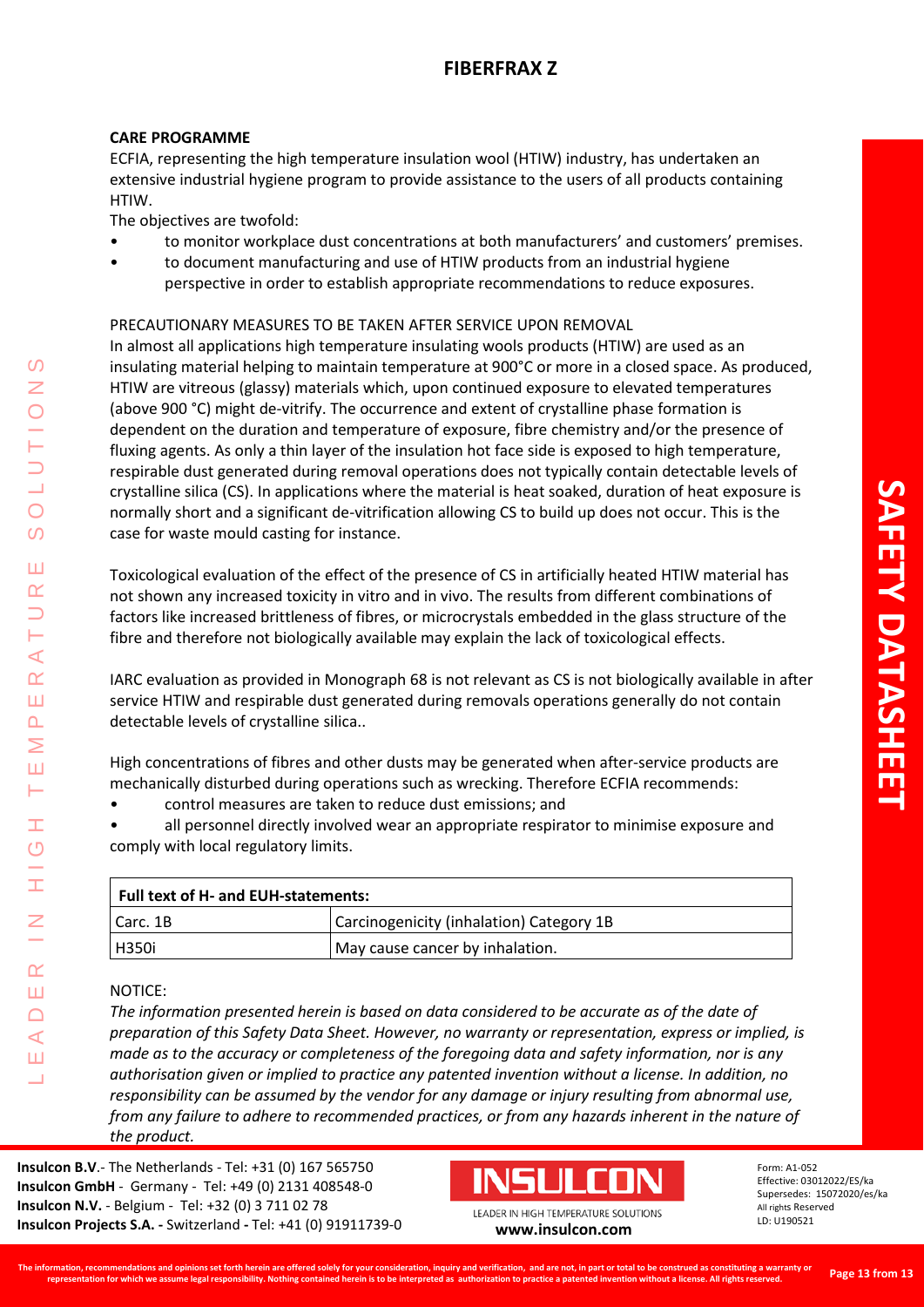## CARE PROGRAMME

ECFIA, representing the high temperature insulation wool (HTIW) industry, has undertaken an extensive industrial hygiene program to provide assistance to the users of all products containing HTIW.

The objectives are twofold:

- to monitor workplace dust concentrations at both manufacturers' and customers' premises.
- to document manufacturing and use of HTIW products from an industrial hygiene perspective in order to establish appropriate recommendations to reduce exposures.

PRECAUTIONARY MEASURES TO BE TAKEN AFTER SERVICE UPON REMOVAL

In almost all applications high temperature insulating wools products (HTIW) are used as an insulating material helping to maintain temperature at 900°C or more in a closed space. As produced, HTIW are vitreous (glassy) materials which, upon continued exposure to elevated temperatures (above 900 °C) might de-vitrify. The occurrence and extent of crystalline phase formation is dependent on the duration and temperature of exposure, fibre chemistry and/or the presence of fluxing agents. As only a thin layer of the insulation hot face side is exposed to high temperature, respirable dust generated during removal operations does not typically contain detectable levels of crystalline silica (CS). In applications where the material is heat soaked, duration of heat exposure is normally short and a significant de-vitrification allowing CS to build up does not occur. This is the case for waste mould casting for instance.

Toxicological evaluation of the effect of the presence of CS in artificially heated HTIW material has not shown any increased toxicity in vitro and in vivo. The results from different combinations of factors like increased brittleness of fibres, or microcrystals embedded in the glass structure of the fibre and therefore not biologically available may explain the lack of toxicological effects.

IARC evaluation as provided in Monograph 68 is not relevant as CS is not biologically available in after service HTIW and respirable dust generated during removals operations generally do not contain detectable levels of crystalline silica..

High concentrations of fibres and other dusts may be generated when after-service products are mechanically disturbed during operations such as wrecking. Therefore ECFIA recommends:

- control measures are taken to reduce dust emissions; and
- all personnel directly involved wear an appropriate respirator to minimise exposure and comply with local regulatory limits.

| **Full text of H- and EUH-statements:** | |
|---|---|
| Carc. 1B | Carcinogenicity (inhalation) Category 1B |
| H350i | May cause cancer by inhalation. |

NOTICE:

*The information presented herein is based on data considered to be accurate as of the date of preparation of this Safety Data Sheet. However, no warranty or representation, express or implied, is made as to the accuracy or completeness of the foregoing data and safety information, nor is any authorisation given or implied to practice any patented invention without a license. In addition, no responsibility can be assumed by the vendor for any damage or injury resulting from abnormal use, from any failure to adhere to recommended practices, or from any hazards inherent in the nature of the product.*